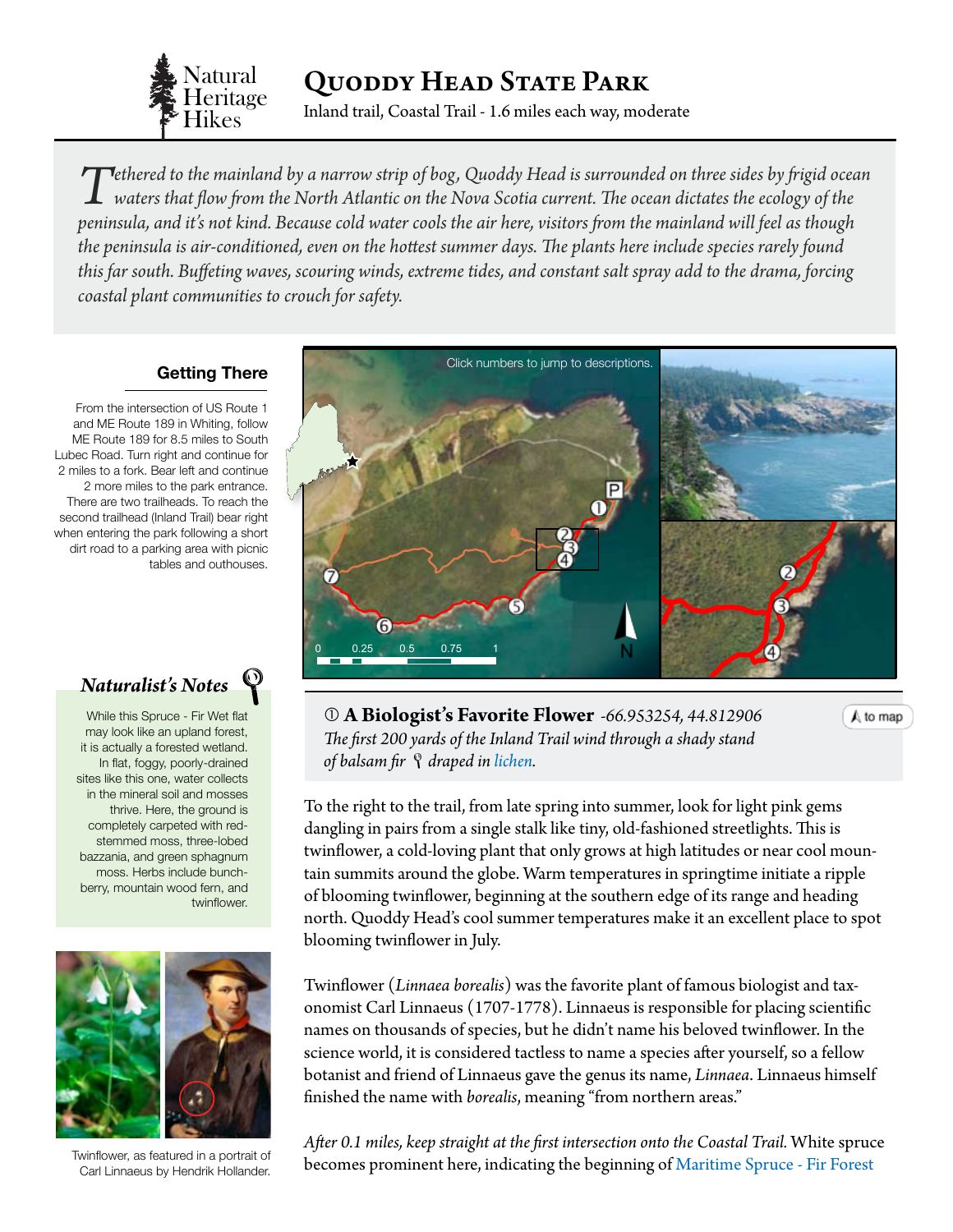Natural Heritage Hikes

# Quoddy Head State Park

Inland trail, Coastal Trail - 1.6 miles each way, moderate

*Tethered to the mainland by a narrow strip of bog, Quoddy Head is surrounded on three sides by frigid ocean waters that flow from the North Atlantic on the Nova Scotia current. The ocean dictates the ecology of the peninsula, and it's not kind. Because cold water cools the air here, visitors from the mainland will feel as though the peninsula is air-conditioned, even on the hottest summer days. The plants here include species rarely found this far south. Buffeting waves, scouring winds, extreme tides, and constant salt spray add to the drama, forcing coastal plant communities to crouch for safety.*

## Getting There

From the intersection of US Route 1 and ME Route 189 in Whiting, follow ME Route 189 for 8.5 miles to South Lubec Road. Turn right and continue for 2 miles to a fork. Bear left and continue 2 more miles to the park entrance. There are two trailheads. To reach the second trailhead (Inland Trail) bear right when entering the park following a short dirt road to a parking area with picnic tables and outhouses.

Click numbers to jump to descriptions.

0 0.25 0.5 0.75 1

N

## *Naturalist's Notes*

While this Spruce - Fir Wet flat may look like an upland forest, it is actually a forested wetland. In flat, foggy, poorly-drained sites like this one, water collects in the mineral soil and mosses thrive. Here, the ground is completely carpeted with red-stemmed moss, three-lobed bazzania, and green sphagnum moss. Herbs include bunchberry, mountain wood fern, and twinflower.

Twinflower, as featured in a portrait of Carl Linnaeus by Hendrik Hollander.

### ① A Biologist's Favorite Flower *-66.953254, 44.812906*

to map

*The first 200 yards of the Inland Trail wind through a shady stand of balsam fir draped in lichen.*

To the right to the trail, from late spring into summer, look for light pink gems dangling in pairs from a single stalk like tiny, old-fashioned streetlights. This is twinflower, a cold-loving plant that only grows at high latitudes or near cool mountain summits around the globe. Warm temperatures in springtime initiate a ripple of blooming twinflower, beginning at the southern edge of its range and heading north. Quoddy Head's cool summer temperatures make it an excellent place to spot blooming twinflower in July.

Twinflower (*Linnaea borealis*) was the favorite plant of famous biologist and taxonomist Carl Linnaeus (1707-1778). Linnaeus is responsible for placing scientific names on thousands of species, but he didn't name his beloved twinflower. In the science world, it is considered tactless to name a species after yourself, so a fellow botanist and friend of Linnaeus gave the genus its name, *Linnaea*. Linnaeus himself finished the name with *borealis*, meaning "from northern areas."

*After 0.1 miles, keep straight at the first intersection onto the Coastal Trail.* White spruce becomes prominent here, indicating the beginning of Maritime Spruce - Fir Forest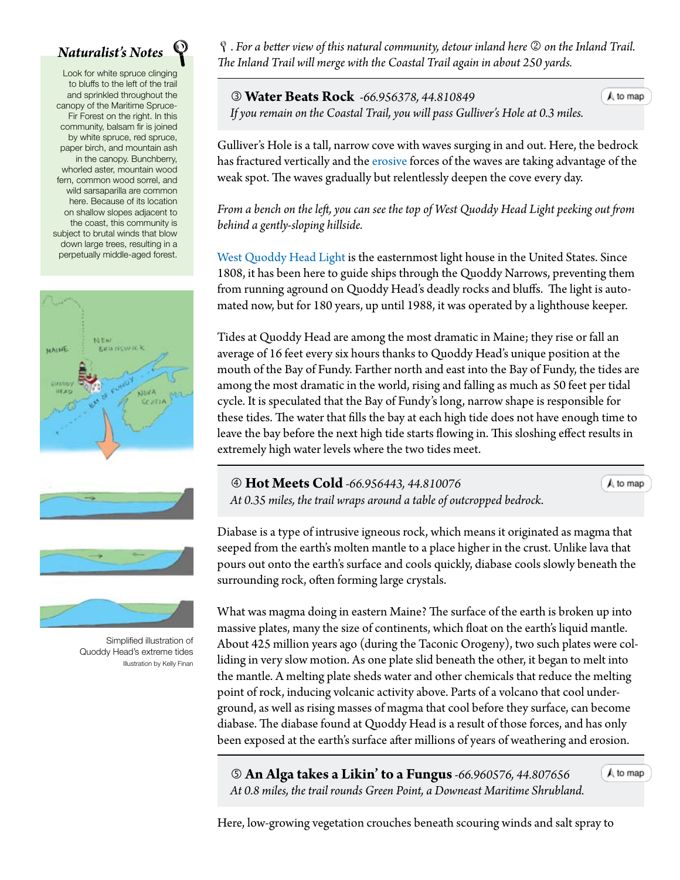## Naturalist's Notes

Look for white spruce clinging to bluffs to the left of the trail and sprinkled throughout the canopy of the Maritime Spruce-Fir Forest on the right. In this community, balsam fir is joined by white spruce, red spruce, paper birch, and mountain ash in the canopy. Bunchberry, whorled aster, mountain wood fern, common wood sorrel, and wild sarsaparilla are common here. Because of its location on shallow slopes adjacent to the coast, this community is subject to brutal winds that blow down large trees, resulting in a perpetually middle-aged forest.

Simplified illustration of Quoddy Head's extreme tides

Illustration by Kelly Finan

*. For a better view of this natural community, detour inland here ② on the Inland Trail. The Inland Trail will merge with the Coastal Trail again in about 250 yards.*

### ③ Water Beats Rock *-66.956378, 44.810849*

to map

*If you remain on the Coastal Trail, you will pass Gulliver's Hole at 0.3 miles.*

Gulliver's Hole is a tall, narrow cove with waves surging in and out. Here, the bedrock has fractured vertically and the erosive forces of the waves are taking advantage of the weak spot. The waves gradually but relentlessly deepen the cove every day.

*From a bench on the left, you can see the top of West Quoddy Head Light peeking out from behind a gently-sloping hillside.*

West Quoddy Head Light is the easternmost light house in the United States. Since 1808, it has been here to guide ships through the Quoddy Narrows, preventing them from running aground on Quoddy Head's deadly rocks and bluffs. The light is automated now, but for 180 years, up until 1988, it was operated by a lighthouse keeper.

Tides at Quoddy Head are among the most dramatic in Maine; they rise or fall an average of 16 feet every six hours thanks to Quoddy Head's unique position at the mouth of the Bay of Fundy. Farther north and east into the Bay of Fundy, the tides are among the most dramatic in the world, rising and falling as much as 50 feet per tidal cycle. It is speculated that the Bay of Fundy's long, narrow shape is responsible for these tides. The water that fills the bay at each high tide does not have enough time to leave the bay before the next high tide starts flowing in. This sloshing effect results in extremely high water levels where the two tides meet.

### ④ Hot Meets Cold *-66.956443, 44.810076*

to map

*At 0.35 miles, the trail wraps around a table of outcropped bedrock.*

Diabase is a type of intrusive igneous rock, which means it originated as magma that seeped from the earth's molten mantle to a place higher in the crust. Unlike lava that pours out onto the earth's surface and cools quickly, diabase cools slowly beneath the surrounding rock, often forming large crystals.

What was magma doing in eastern Maine? The surface of the earth is broken up into massive plates, many the size of continents, which float on the earth's liquid mantle. About 425 million years ago (during the Taconic Orogeny), two such plates were colliding in very slow motion. As one plate slid beneath the other, it began to melt into the mantle. A melting plate sheds water and other chemicals that reduce the melting point of rock, inducing volcanic activity above. Parts of a volcano that cool underground, as well as rising masses of magma that cool before they surface, can become diabase. The diabase found at Quoddy Head is a result of those forces, and has only been exposed at the earth's surface after millions of years of weathering and erosion.

### ⑤ An Alga takes a Likin' to a Fungus *-66.960576, 44.807656*

to map

*At 0.8 miles, the trail rounds Green Point, a Downeast Maritime Shrubland.*

Here, low-growing vegetation crouches beneath scouring winds and salt spray to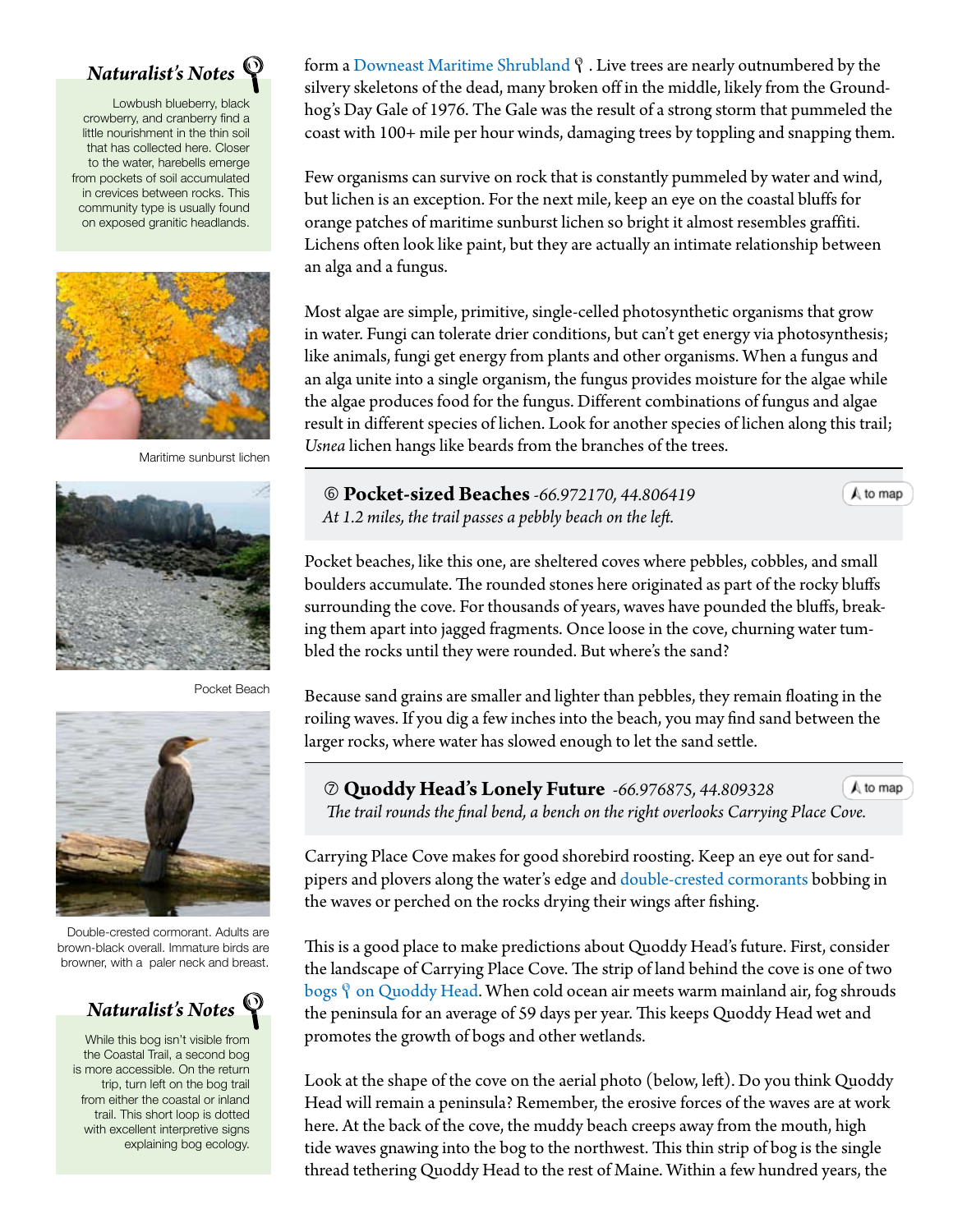### Naturalist's Notes

Lowbush blueberry, black crowberry, and cranberry find a little nourishment in the thin soil that has collected here. Closer to the water, harebells emerge from pockets of soil accumulated in crevices between rocks. This community type is usually found on exposed granitic headlands.

Maritime sunburst lichen

Pocket Beach

Double-crested cormorant. Adults are brown-black overall. Immature birds are browner, with a paler neck and breast.

### Naturalist's Notes

While this bog isn't visible from the Coastal Trail, a second bog is more accessible. On the return trip, turn left on the bog trail from either the coastal or inland trail. This short loop is dotted with excellent interpretive signs explaining bog ecology.

form a Downeast Maritime Shrubland. Live trees are nearly outnumbered by the silvery skeletons of the dead, many broken off in the middle, likely from the Groundhog's Day Gale of 1976. The Gale was the result of a strong storm that pummeled the coast with 100+ mile per hour winds, damaging trees by toppling and snapping them.

Few organisms can survive on rock that is constantly pummeled by water and wind, but lichen is an exception. For the next mile, keep an eye on the coastal bluffs for orange patches of maritime sunburst lichen so bright it almost resembles graffiti. Lichens often look like paint, but they are actually an intimate relationship between an alga and a fungus.

Most algae are simple, primitive, single-celled photosynthetic organisms that grow in water. Fungi can tolerate drier conditions, but can't get energy via photosynthesis; like animals, fungi get energy from plants and other organisms. When a fungus and an alga unite into a single organism, the fungus provides moisture for the algae while the algae produces food for the fungus. Different combinations of fungus and algae result in different species of lichen. Look for another species of lichen along this trail; *Usnea* lichen hangs like beards from the branches of the trees.

## ⑥ Pocket-sized Beaches *-66.972170, 44.806419*

*At 1.2 miles, the trail passes a pebbly beach on the left.*

to map

Pocket beaches, like this one, are sheltered coves where pebbles, cobbles, and small boulders accumulate. The rounded stones here originated as part of the rocky bluffs surrounding the cove. For thousands of years, waves have pounded the bluffs, breaking them apart into jagged fragments. Once loose in the cove, churning water tumbled the rocks until they were rounded. But where's the sand?

Because sand grains are smaller and lighter than pebbles, they remain floating in the roiling waves. If you dig a few inches into the beach, you may find sand between the larger rocks, where water has slowed enough to let the sand settle.

## ⑦ Quoddy Head's Lonely Future *-66.976875, 44.809328*

*The trail rounds the final bend, a bench on the right overlooks Carrying Place Cove.*

to map

Carrying Place Cove makes for good shorebird roosting. Keep an eye out for sandpipers and plovers along the water's edge and double-crested cormorants bobbing in the waves or perched on the rocks drying their wings after fishing.

This is a good place to make predictions about Quoddy Head's future. First, consider the landscape of Carrying Place Cove. The strip of land behind the cove is one of two bogs on Quoddy Head. When cold ocean air meets warm mainland air, fog shrouds the peninsula for an average of 59 days per year. This keeps Quoddy Head wet and promotes the growth of bogs and other wetlands.

Look at the shape of the cove on the aerial photo (below, left). Do you think Quoddy Head will remain a peninsula? Remember, the erosive forces of the waves are at work here. At the back of the cove, the muddy beach creeps away from the mouth, high tide waves gnawing into the bog to the northwest. This thin strip of bog is the single thread tethering Quoddy Head to the rest of Maine. Within a few hundred years, the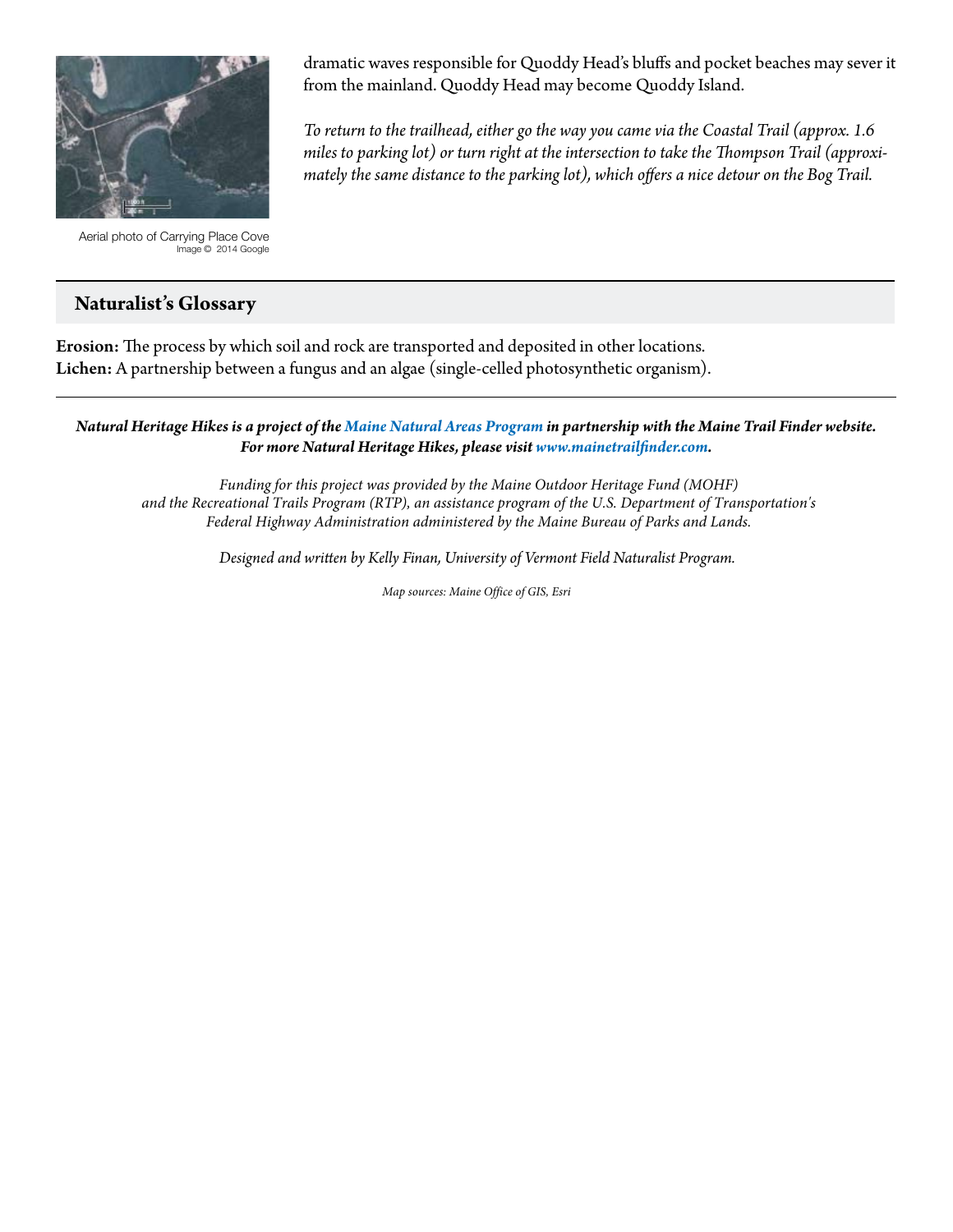Aerial photo of Carrying Place Cove
Image © 2014 Google

dramatic waves responsible for Quoddy Head's bluffs and pocket beaches may sever it from the mainland. Quoddy Head may become Quoddy Island.

*To return to the trailhead, either go the way you came via the Coastal Trail (approx. 1.6 miles to parking lot) or turn right at the intersection to take the Thompson Trail (approximately the same distance to the parking lot), which offers a nice detour on the Bog Trail.*

## Naturalist's Glossary

**Erosion:** The process by which soil and rock are transported and deposited in other locations.
**Lichen:** A partnership between a fungus and an algae (single-celled photosynthetic organism).

***Natural Heritage Hikes is a project of the Maine Natural Areas Program in partnership with the Maine Trail Finder website. For more Natural Heritage Hikes, please visit www.mainetrailfinder.com.***

*Funding for this project was provided by the Maine Outdoor Heritage Fund (MOHF) and the Recreational Trails Program (RTP), an assistance program of the U.S. Department of Transportation's Federal Highway Administration administered by the Maine Bureau of Parks and Lands.*

*Designed and written by Kelly Finan, University of Vermont Field Naturalist Program.*

*Map sources: Maine Office of GIS, Esri*